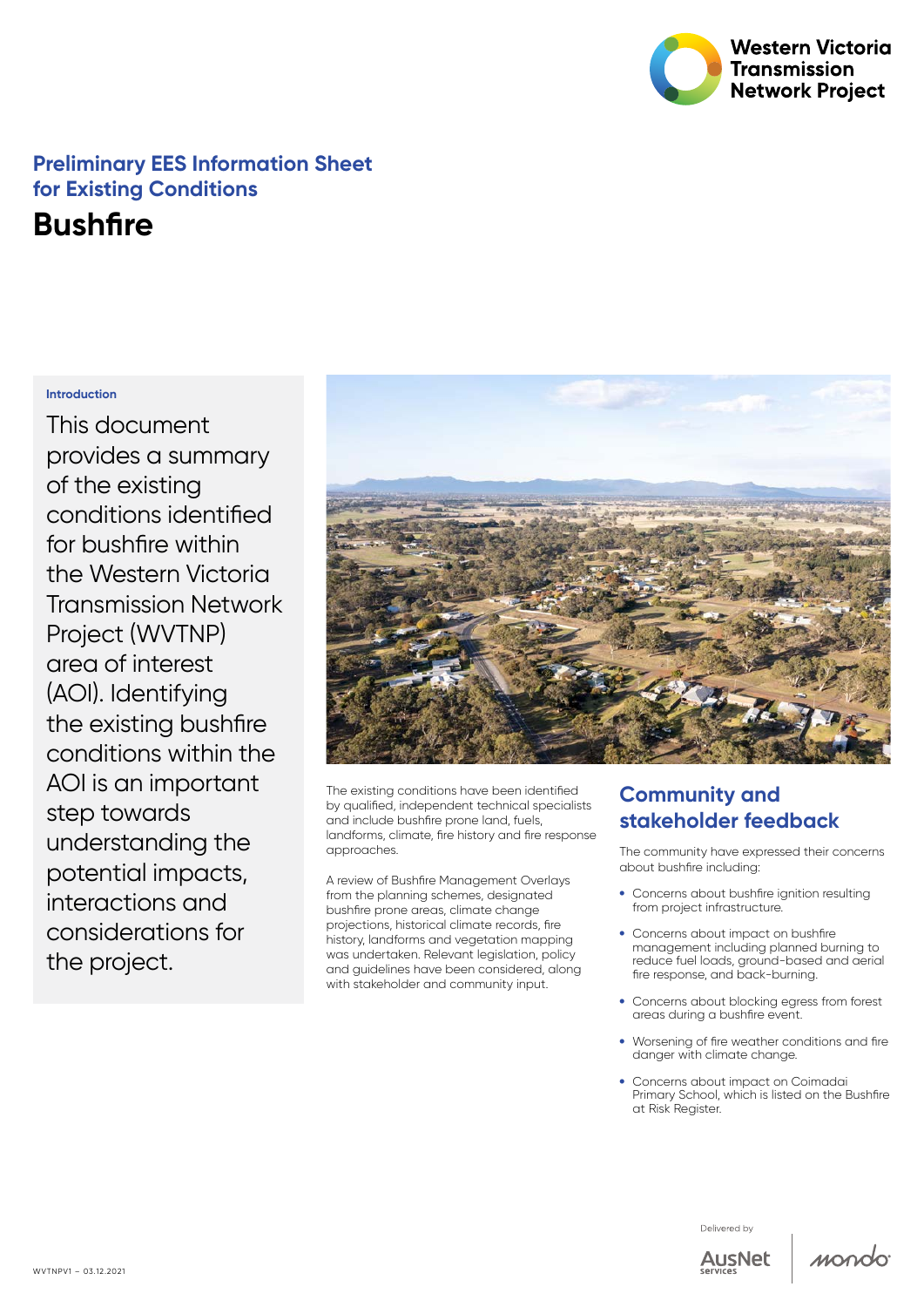Western Victoria Transmission Network Project

## Preliminary EES Information Sheet for Existing Conditions

# Bushfire

**Introduction**

This document provides a summary of the existing conditions identified for bushfire within the Western Victoria Transmission Network Project (WVTNP) area of interest (AOI). Identifying the existing bushfire conditions within the AOI is an important step towards understanding the potential impacts, interactions and considerations for the project.

The existing conditions have been identified by qualified, independent technical specialists and include bushfire prone land, fuels, landforms, climate, fire history and fire response approaches.

A review of Bushfire Management Overlays from the planning schemes, designated bushfire prone areas, climate change projections, historical climate records, fire history, landforms and vegetation mapping was undertaken. Relevant legislation, policy and guidelines have been considered, along with stakeholder and community input.

## Community and stakeholder feedback

The community have expressed their concerns about bushfire including:

- Concerns about bushfire ignition resulting from project infrastructure.
- Concerns about impact on bushfire management including planned burning to reduce fuel loads, ground-based and aerial fire response, and back-burning.
- Concerns about blocking egress from forest areas during a bushfire event.
- Worsening of fire weather conditions and fire danger with climate change.
- Concerns about impact on Coimadai Primary School, which is listed on the Bushfire at Risk Register.

WVTNPV1 – 03.12.2021

Delivered by AusNet services | mondo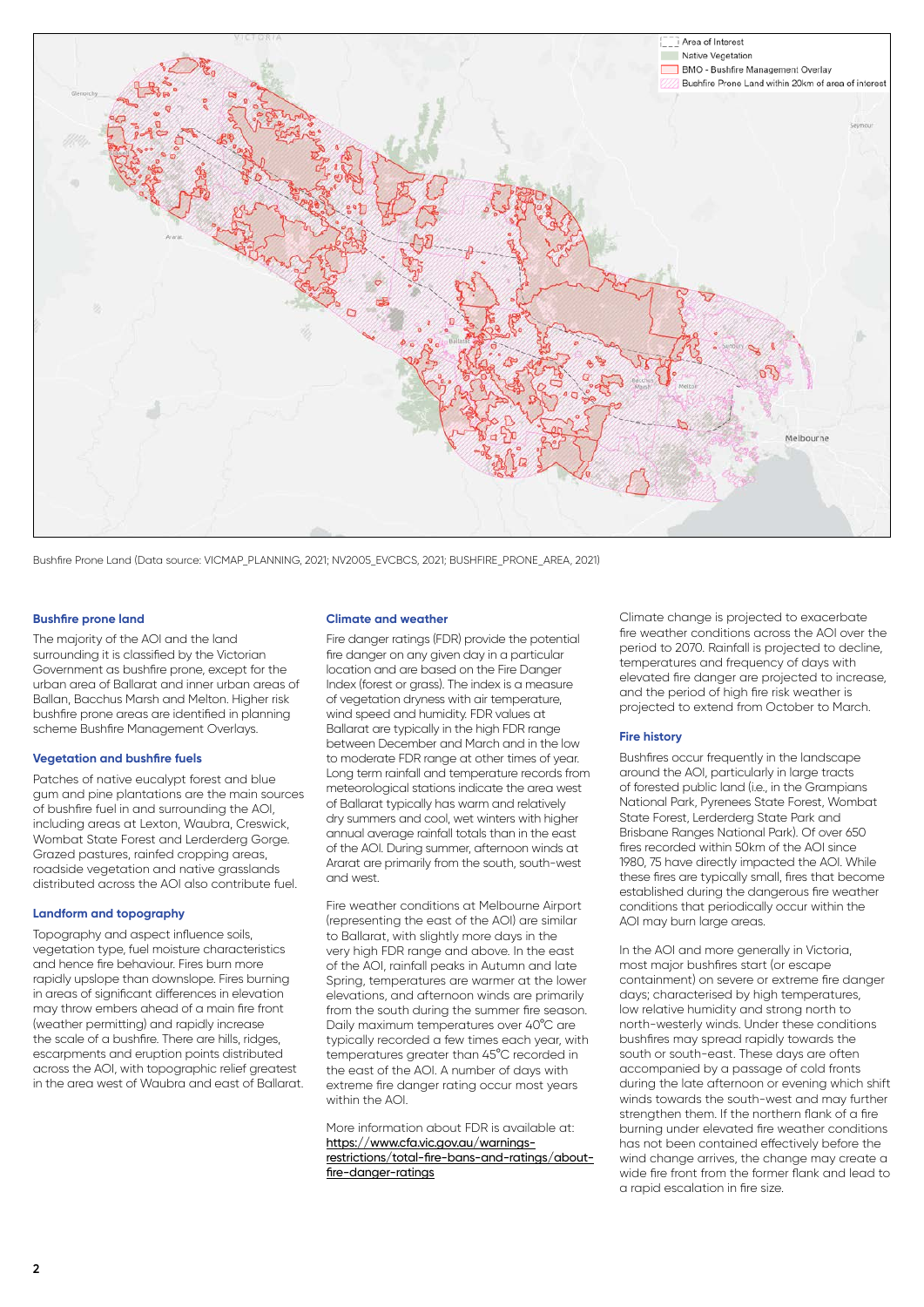Bushfire Prone Land (Data source: VICMAP_PLANNING, 2021; NV2005_EVCBCS, 2021; BUSHFIRE_PRONE_AREA, 2021)

### Bushfire prone land

The majority of the AOI and the land surrounding it is classified by the Victorian Government as bushfire prone, except for the urban area of Ballarat and inner urban areas of Ballan, Bacchus Marsh and Melton. Higher risk bushfire prone areas are identified in planning scheme Bushfire Management Overlays.

### Vegetation and bushfire fuels

Patches of native eucalypt forest and blue gum and pine plantations are the main sources of bushfire fuel in and surrounding the AOI, including areas at Lexton, Waubra, Creswick, Wombat State Forest and Lerderderg Gorge. Grazed pastures, rainfed cropping areas, roadside vegetation and native grasslands distributed across the AOI also contribute fuel.

### Landform and topography

Topography and aspect influence soils, vegetation type, fuel moisture characteristics and hence fire behaviour. Fires burn more rapidly upslope than downslope. Fires burning in areas of significant differences in elevation may throw embers ahead of a main fire front (weather permitting) and rapidly increase the scale of a bushfire. There are hills, ridges, escarpments and eruption points distributed across the AOI, with topographic relief greatest in the area west of Waubra and east of Ballarat.

### Climate and weather

Fire danger ratings (FDR) provide the potential fire danger on any given day in a particular location and are based on the Fire Danger Index (forest or grass). The index is a measure of vegetation dryness with air temperature, wind speed and humidity. FDR values at Ballarat are typically in the high FDR range between December and March and in the low to moderate FDR range at other times of year. Long term rainfall and temperature records from meteorological stations indicate the area west of Ballarat typically has warm and relatively dry summers and cool, wet winters with higher annual average rainfall totals than in the east of the AOI. During summer, afternoon winds at Ararat are primarily from the south, south-west and west.

Fire weather conditions at Melbourne Airport (representing the east of the AOI) are similar to Ballarat, with slightly more days in the very high FDR range and above. In the east of the AOI, rainfall peaks in Autumn and late Spring, temperatures are warmer at the lower elevations, and afternoon winds are primarily from the south during the summer fire season. Daily maximum temperatures over 40°C are typically recorded a few times each year, with temperatures greater than 45°C recorded in the east of the AOI. A number of days with extreme fire danger rating occur most years within the AOI.

More information about FDR is available at: [https://www.cfa.vic.gov.au/warnings-restrictions/total-fire-bans-and-ratings/about-fire-danger-ratings](https://www.cfa.vic.gov.au/warnings-restrictions/total-fire-bans-and-ratings/about-fire-danger-ratings)

Climate change is projected to exacerbate fire weather conditions across the AOI over the period to 2070. Rainfall is projected to decline, temperatures and frequency of days with elevated fire danger are projected to increase, and the period of high fire risk weather is projected to extend from October to March.

### Fire history

Bushfires occur frequently in the landscape around the AOI, particularly in large tracts of forested public land (i.e., in the Grampians National Park, Pyrenees State Forest, Wombat State Forest, Lerderderg State Park and Brisbane Ranges National Park). Of over 650 fires recorded within 50km of the AOI since 1980, 75 have directly impacted the AOI. While these fires are typically small, fires that become established during the dangerous fire weather conditions that periodically occur within the AOI may burn large areas.

In the AOI and more generally in Victoria, most major bushfires start (or escape containment) on severe or extreme fire danger days; characterised by high temperatures, low relative humidity and strong north to north-westerly winds. Under these conditions bushfires may spread rapidly towards the south or south-east. These days are often accompanied by a passage of cold fronts during the late afternoon or evening which shift winds towards the south-west and may further strengthen them. If the northern flank of a fire burning under elevated fire weather conditions has not been contained effectively before the wind change arrives, the change may create a wide fire front from the former flank and lead to a rapid escalation in fire size.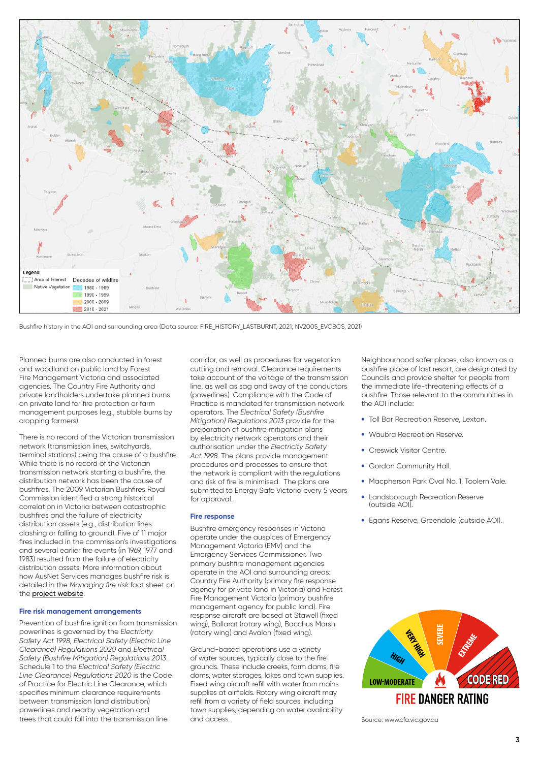Bushfire history in the AOI and surrounding area (Data source: FIRE_HISTORY_LASTBURNT, 2021; NV2005_EVCBCS, 2021)

Planned burns are also conducted in forest and woodland on public land by Forest Fire Management Victoria and associated agencies. The Country Fire Authority and private landholders undertake planned burns on private land for fire protection or farm management purposes (e.g., stubble burns by cropping farmers).

There is no record of the Victorian transmission network (transmission lines, switchyards, terminal stations) being the cause of a bushfire. While there is no record of the Victorian transmission network starting a bushfire, the distribution network has been the cause of bushfires. The 2009 Victorian Bushfires Royal Commission identified a strong historical correlation in Victoria between catastrophic bushfires and the failure of electricity distribution assets (e.g., distribution lines clashing or falling to ground). Five of 11 major fires included in the commission's investigations and several earlier fire events (in 1969, 1977 and 1983) resulted from the failure of electricity distribution assets. More information about how AusNet Services manages bushfire risk is detailed in the *Managing fire risk* fact sheet on the project website.

### Fire risk management arrangements

Prevention of bushfire ignition from transmission powerlines is governed by the *Electricity Safety Act 1998*, *Electrical Safety (Electric Line Clearance) Regulations 2020* and *Electrical Safety (Bushfire Mitigation) Regulations 2013*. Schedule 1 to the *Electrical Safety (Electric Line Clearance) Regulations 2020* is the Code of Practice for Electric Line Clearance, which specifies minimum clearance requirements between transmission (and distribution) powerlines and nearby vegetation and trees that could fall into the transmission line corridor, as well as procedures for vegetation cutting and removal. Clearance requirements take account of the voltage of the transmission line, as well as sag and sway of the conductors (powerlines). Compliance with the Code of Practice is mandated for transmission network operators. The *Electrical Safety (Bushfire Mitigation) Regulations 2013* provide for the preparation of bushfire mitigation plans by electricity network operators and their authorisation under the *Electricity Safety Act 1998*. The plans provide management procedures and processes to ensure that the network is compliant with the regulations and risk of fire is minimised. The plans are submitted to Energy Safe Victoria every 5 years for approval.

### Fire response

Bushfire emergency responses in Victoria operate under the auspices of Emergency Management Victoria (EMV) and the Emergency Services Commissioner. Two primary bushfire management agencies operate in the AOI and surrounding areas: Country Fire Authority (primary fire response agency for private land in Victoria) and Forest Fire Management Victoria (primary bushfire management agency for public land). Fire response aircraft are based at Stawell (fixed wing), Ballarat (rotary wing), Bacchus Marsh (rotary wing) and Avalon (fixed wing).

Ground-based operations use a variety of water sources, typically close to the fire grounds. These include creeks, farm dams, fire dams, water storages, lakes and town supplies. Fixed wing aircraft refill with water from mains supplies at airfields. Rotary wing aircraft may refill from a variety of field sources, including town supplies, depending on water availability and access.

Neighbourhood safer places, also known as a bushfire place of last resort, are designated by Councils and provide shelter for people from the immediate life-threatening effects of a bushfire. Those relevant to the communities in the AOI include:

- Toll Bar Recreation Reserve, Lexton.
- Waubra Recreation Reserve.
- Creswick Visitor Centre.
- Gordon Community Hall.
- Macpherson Park Oval No. 1, Toolern Vale.
- Landsborough Recreation Reserve (outside AOI).
- Egans Reserve, Greendale (outside AOI).

Source: www.cfa.vic.gov.au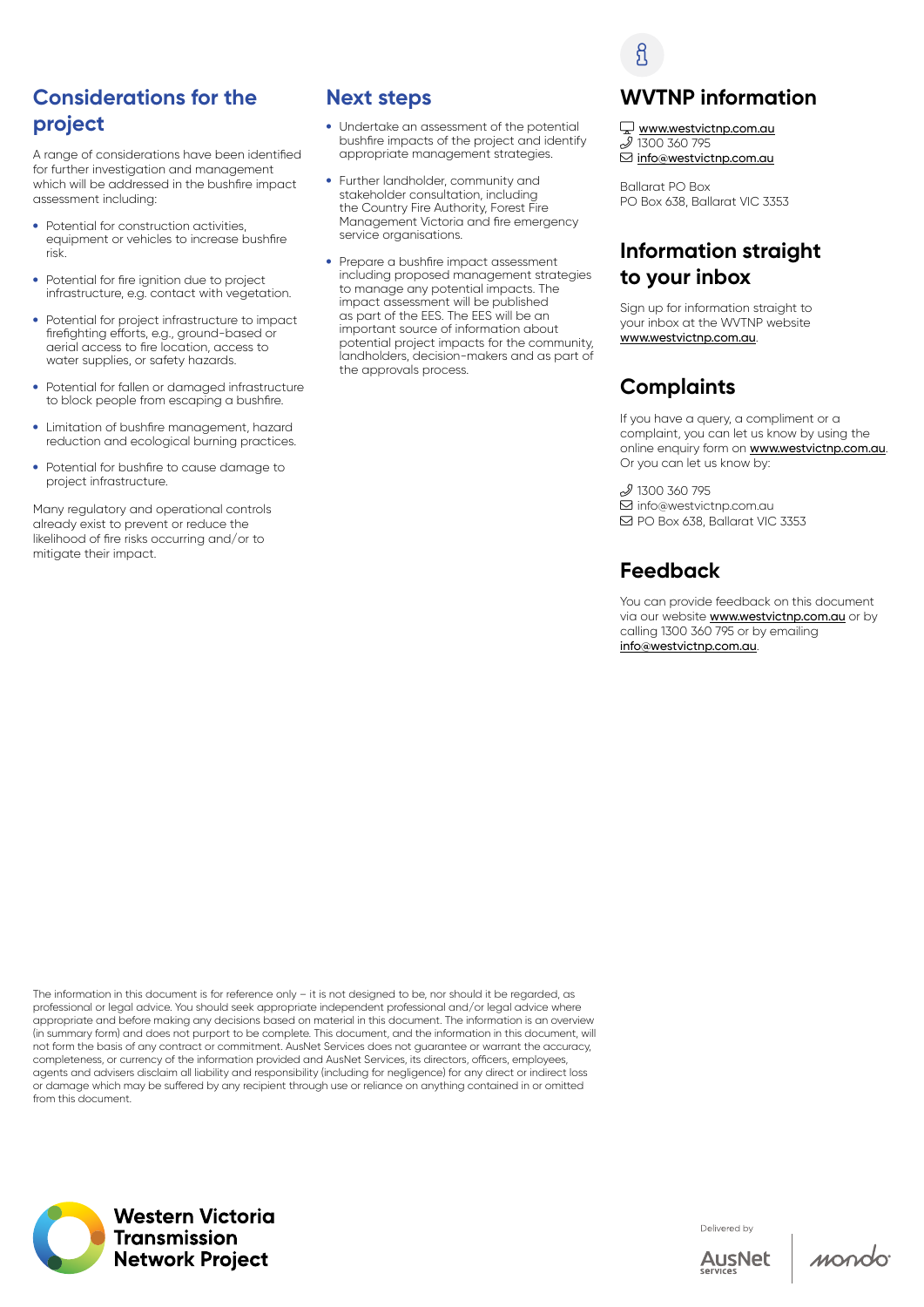## Considerations for the project

A range of considerations have been identified for further investigation and management which will be addressed in the bushfire impact assessment including:

- Potential for construction activities, equipment or vehicles to increase bushfire risk.
- Potential for fire ignition due to project infrastructure, e.g. contact with vegetation.
- Potential for project infrastructure to impact firefighting efforts, e.g., ground-based or aerial access to fire location, access to water supplies, or safety hazards.
- Potential for fallen or damaged infrastructure to block people from escaping a bushfire.
- Limitation of bushfire management, hazard reduction and ecological burning practices.
- Potential for bushfire to cause damage to project infrastructure.

Many regulatory and operational controls already exist to prevent or reduce the likelihood of fire risks occurring and/or to mitigate their impact.

## Next steps

- Undertake an assessment of the potential bushfire impacts of the project and identify appropriate management strategies.
- Further landholder, community and stakeholder consultation, including the Country Fire Authority, Forest Fire Management Victoria and fire emergency service organisations.
- Prepare a bushfire impact assessment including proposed management strategies to manage any potential impacts. The impact assessment will be published as part of the EES. The EES will be an important source of information about potential project impacts for the community, landholders, decision-makers and as part of the approvals process.

## WVTNP information

www.westvictnp.com.au
1300 360 795
info@westvictnp.com.au

Ballarat PO Box
PO Box 638, Ballarat VIC 3353

## Information straight to your inbox

Sign up for information straight to your inbox at the WVTNP website www.westvictnp.com.au.

## Complaints

If you have a query, a compliment or a complaint, you can let us know by using the online enquiry form on www.westvictnp.com.au. Or you can let us know by:

1300 360 795
info@westvictnp.com.au
PO Box 638, Ballarat VIC 3353

## Feedback

You can provide feedback on this document via our website www.westvictnp.com.au or by calling 1300 360 795 or by emailing info@westvictnp.com.au.

The information in this document is for reference only – it is not designed to be, nor should it be regarded, as professional or legal advice. You should seek appropriate independent professional and/or legal advice where appropriate and before making any decisions based on material in this document. The information is an overview (in summary form) and does not purport to be complete. This document, and the information in this document, will not form the basis of any contract or commitment. AusNet Services does not guarantee or warrant the accuracy, completeness, or currency of the information provided and AusNet Services, its directors, officers, employees, agents and advisers disclaim all liability and responsibility (including for negligence) for any direct or indirect loss or damage which may be suffered by any recipient through use or reliance on anything contained in or omitted from this document.

Western Victoria Transmission Network Project

Delivered by

AusNet services

mondo